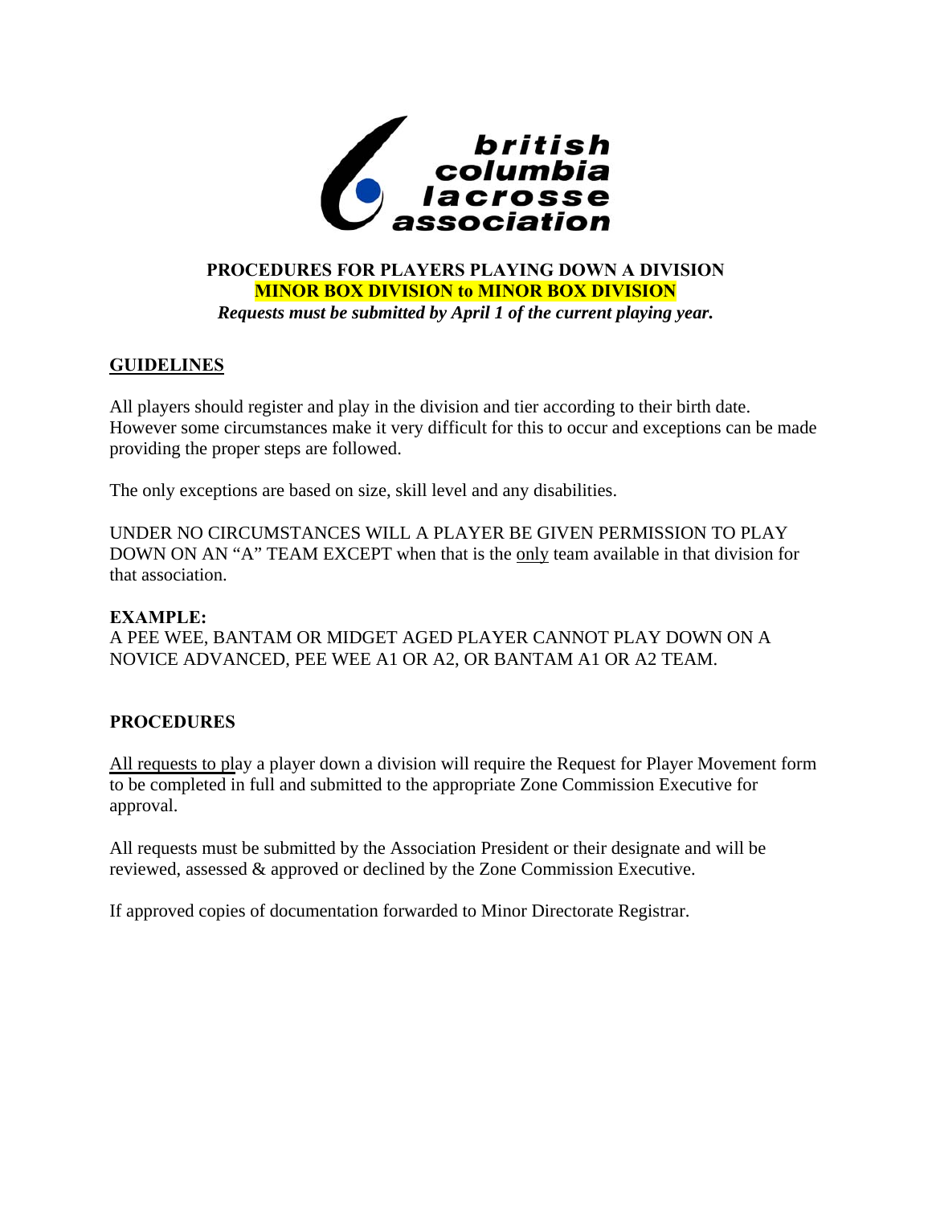british columbia lacrosse association

**PROCEDURES FOR PLAYERS PLAYING DOWN A DIVISION**

**MINOR BOX DIVISION to MINOR BOX DIVISION**

***Requests must be submitted by April 1 of the current playing year.***

## GUIDELINES

All players should register and play in the division and tier according to their birth date. However some circumstances make it very difficult for this to occur and exceptions can be made providing the proper steps are followed.

The only exceptions are based on size, skill level and any disabilities.

UNDER NO CIRCUMSTANCES WILL A PLAYER BE GIVEN PERMISSION TO PLAY DOWN ON AN "A" TEAM EXCEPT when that is the only team available in that division for that association.

**EXAMPLE:**

A PEE WEE, BANTAM OR MIDGET AGED PLAYER CANNOT PLAY DOWN ON A NOVICE ADVANCED, PEE WEE A1 OR A2, OR BANTAM A1 OR A2 TEAM.

## PROCEDURES

All requests to play a player down a division will require the Request for Player Movement form to be completed in full and submitted to the appropriate Zone Commission Executive for approval.

All requests must be submitted by the Association President or their designate and will be reviewed, assessed & approved or declined by the Zone Commission Executive.

If approved copies of documentation forwarded to Minor Directorate Registrar.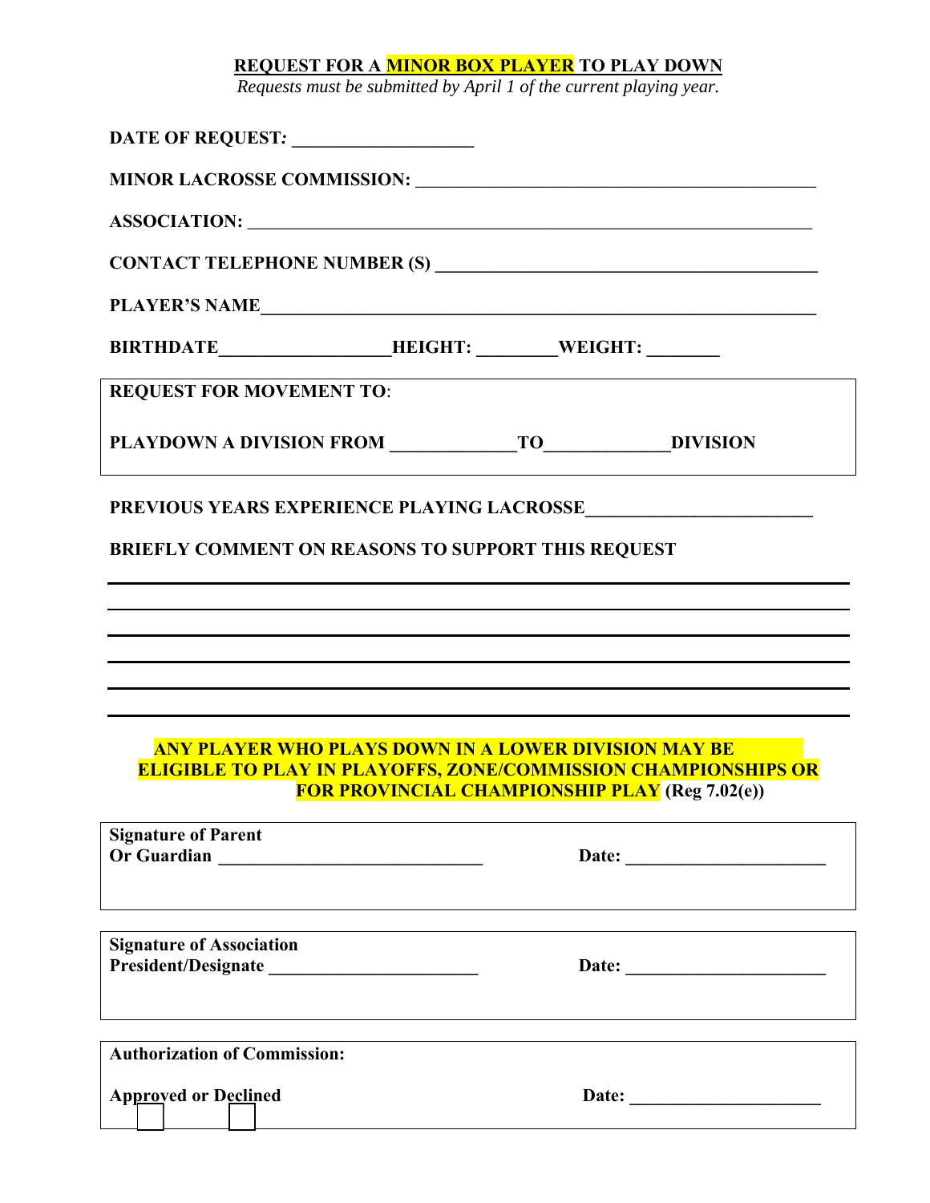# REQUEST FOR A MINOR BOX PLAYER TO PLAY DOWN

*Requests must be submitted by April 1 of the current playing year.*

**DATE OF REQUEST:** ____________________

**MINOR LACROSSE COMMISSION:** ____________________________________________

**ASSOCIATION:** ______________________________________________________________

**CONTACT TELEPHONE NUMBER (S)** ____________________________________________

**PLAYER'S NAME**______________________________________________________________

**BIRTHDATE**__________________**HEIGHT:** ________**WEIGHT:** ________

**REQUEST FOR MOVEMENT TO**:

**PLAYDOWN A DIVISION FROM** _____________**TO**_____________**DIVISION**

**PREVIOUS YEARS EXPERIENCE PLAYING LACROSSE**________________________

**BRIEFLY COMMENT ON REASONS TO SUPPORT THIS REQUEST**

______________________________________________________________________________

______________________________________________________________________________

______________________________________________________________________________

______________________________________________________________________________

______________________________________________________________________________

______________________________________________________________________________

**ANY PLAYER WHO PLAYS DOWN IN A LOWER DIVISION MAY BE ELIGIBLE TO PLAY IN PLAYOFFS, ZONE/COMMISSION CHAMPIONSHIPS OR FOR PROVINCIAL CHAMPIONSHIP PLAY (Reg 7.02(e))**

**Signature of Parent Or Guardian** _____________________________ **Date:** ______________________

**Signature of Association President/Designate** _______________________ **Date:** ______________________

**Authorization of Commission:**

**Approved or Declined** ☐ ☐ **Date:** _____________________